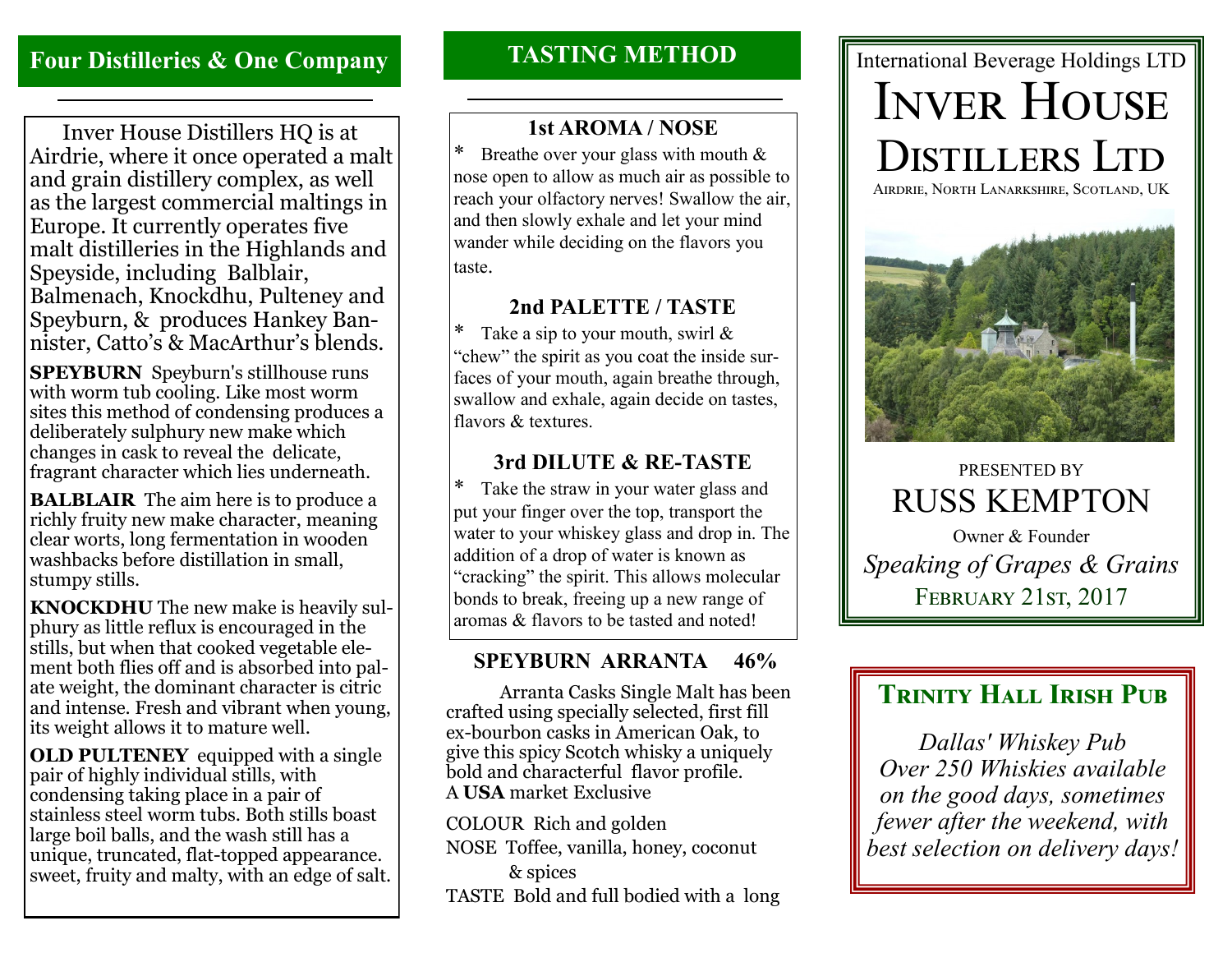## Four Distilleries & One Company

Inver House Distillers HQ is at Airdrie, where it once operated a malt and grain distillery complex, as well as the largest commercial maltings in Europe. It currently operates five malt distilleries in the Highlands and Speyside, including Balblair, Balmenach, Knockdhu, Pulteney and Speyburn, & produces Hankey Bannister, Catto's & MacArthur's blends.

**SPEYBURN** Speyburn's stillhouse runs with worm tub cooling. Like most worm sites this method of condensing produces a deliberately sulphury new make which changes in cask to reveal the delicate, fragrant character which lies underneath.

**BALBLAIR** The aim here is to produce a richly fruity new make character, meaning clear worts, long fermentation in wooden washbacks before distillation in small, stumpy stills.

**KNOCKDHU** The new make is heavily sulphury as little reflux is encouraged in the stills, but when that cooked vegetable element both flies off and is absorbed into palate weight, the dominant character is citric and intense. Fresh and vibrant when young, its weight allows it to mature well.

**OLD PULTENEY** equipped with a single pair of highly individual stills, with condensing taking place in a pair of stainless steel worm tubs. Both stills boast large boil balls, and the wash still has a unique, truncated, flat-topped appearance. sweet, fruity and malty, with an edge of salt.

## TASTING METHOD

### 1st AROMA / NOSE

* Breathe over your glass with mouth & nose open to allow as much air as possible to reach your olfactory nerves! Swallow the air, and then slowly exhale and let your mind wander while deciding on the flavors you taste.

### 2nd PALETTE / TASTE

* Take a sip to your mouth, swirl & "chew" the spirit as you coat the inside surfaces of your mouth, again breathe through, swallow and exhale, again decide on tastes, flavors & textures.

### 3rd DILUTE & RE-TASTE

* Take the straw in your water glass and put your finger over the top, transport the water to your whiskey glass and drop in. The addition of a drop of water is known as "cracking" the spirit. This allows molecular bonds to break, freeing up a new range of aromas & flavors to be tasted and noted!

### SPEYBURN ARRANTA 46%

Arranta Casks Single Malt has been crafted using specially selected, first fill ex-bourbon casks in American Oak, to give this spicy Scotch whisky a uniquely bold and characterful flavor profile. A **USA** market Exclusive

COLOUR Rich and golden

NOSE Toffee, vanilla, honey, coconut & spices

TASTE Bold and full bodied with a long

International Beverage Holdings LTD

# Inver House Distillers Ltd

Airdrie, North Lanarkshire, Scotland, UK

PRESENTED BY

## RUSS KEMPTON

Owner & Founder

*Speaking of Grapes & Grains*

February 21st, 2017

## Trinity Hall Irish Pub

*Dallas' Whiskey Pub*
*Over 250 Whiskies available on the good days, sometimes fewer after the weekend, with best selection on delivery days!*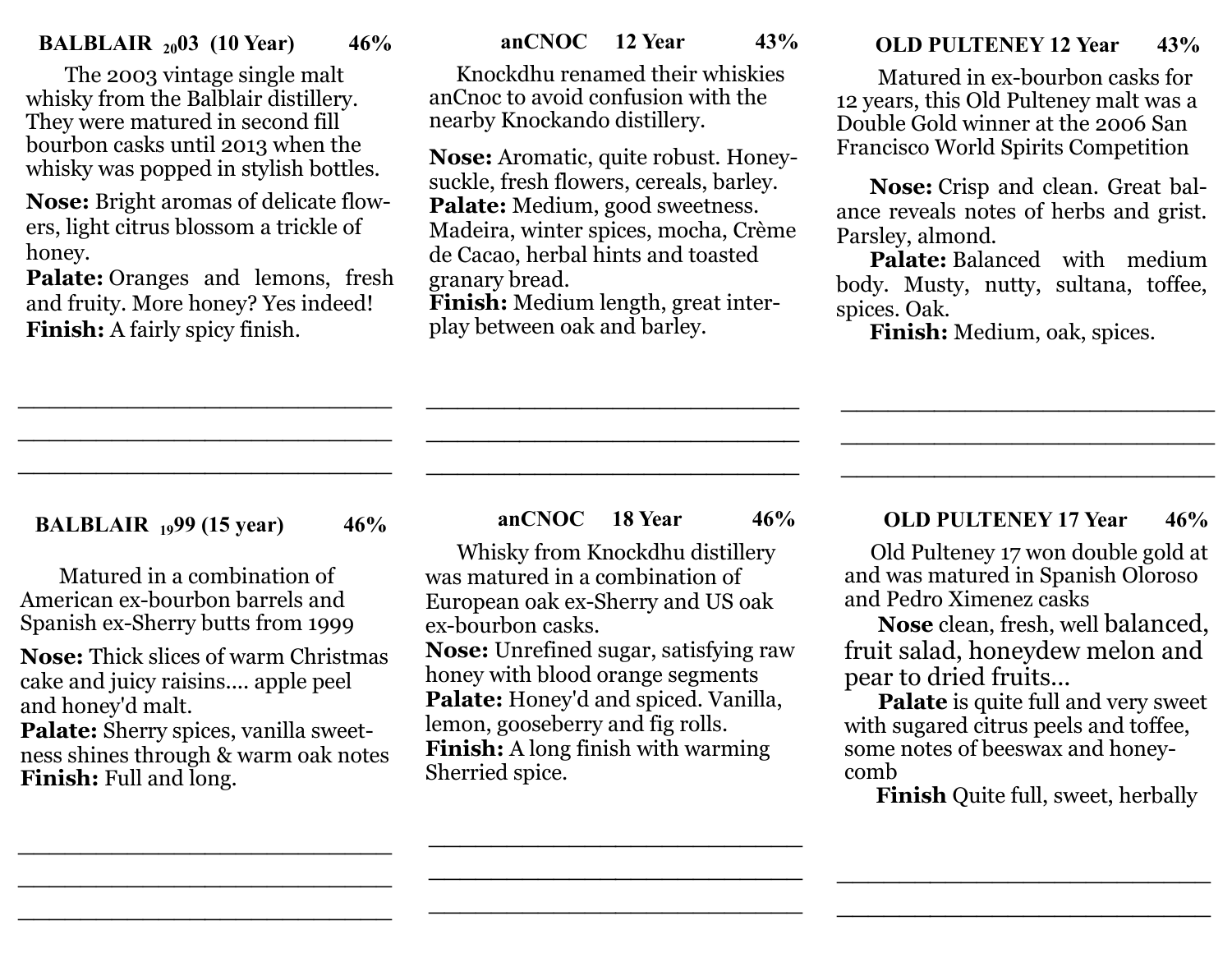### BALBLAIR $_{20}$03 (10 Year) 46%

The 2003 vintage single malt whisky from the Balblair distillery. They were matured in second fill bourbon casks until 2013 when the whisky was popped in stylish bottles.

**Nose:** Bright aromas of delicate flowers, light citrus blossom a trickle of honey.
**Palate:** Oranges and lemons, fresh and fruity. More honey? Yes indeed!
**Finish:** A fairly spicy finish.

___________________________
___________________________
___________________________

### anCNOC 12 Year 43%

Knockdhu renamed their whiskies anCnoc to avoid confusion with the nearby Knockando distillery.

**Nose:** Aromatic, quite robust. Honeysuckle, fresh flowers, cereals, barley.
**Palate:** Medium, good sweetness. Madeira, winter spices, mocha, Crème de Cacao, herbal hints and toasted granary bread.
**Finish:** Medium length, great interplay between oak and barley.

___________________________
___________________________
___________________________

### OLD PULTENEY 12 Year 43%

Matured in ex-bourbon casks for 12 years, this Old Pulteney malt was a Double Gold winner at the 2006 San Francisco World Spirits Competition

**Nose:** Crisp and clean. Great balance reveals notes of herbs and grist. Parsley, almond.
**Palate:** Balanced with medium body. Musty, nutty, sultana, toffee, spices. Oak.
**Finish:** Medium, oak, spices.

___________________________
___________________________
___________________________

### BALBLAIR $_{19}$99 (15 year) 46%

Matured in a combination of American ex-bourbon barrels and Spanish ex-Sherry butts from 1999

**Nose:** Thick slices of warm Christmas cake and juicy raisins.... apple peel and honey'd malt.
**Palate:** Sherry spices, vanilla sweetness shines through & warm oak notes
**Finish:** Full and long.

___________________________
___________________________
___________________________

### anCNOC 18 Year 46%

Whisky from Knockdhu distillery was matured in a combination of European oak ex-Sherry and US oak ex-bourbon casks.

**Nose:** Unrefined sugar, satisfying raw honey with blood orange segments
**Palate:** Honey'd and spiced. Vanilla, lemon, gooseberry and fig rolls.
**Finish:** A long finish with warming Sherried spice.

___________________________
___________________________
___________________________

### OLD PULTENEY 17 Year 46%

Old Pulteney 17 won double gold at and was matured in Spanish Oloroso and Pedro Ximenez casks

**Nose** clean, fresh, well balanced, fruit salad, honeydew melon and pear to dried fruits...
**Palate** is quite full and very sweet with sugared citrus peels and toffee, some notes of beeswax and honeycomb
**Finish** Quite full, sweet, herbally

___________________________
___________________________